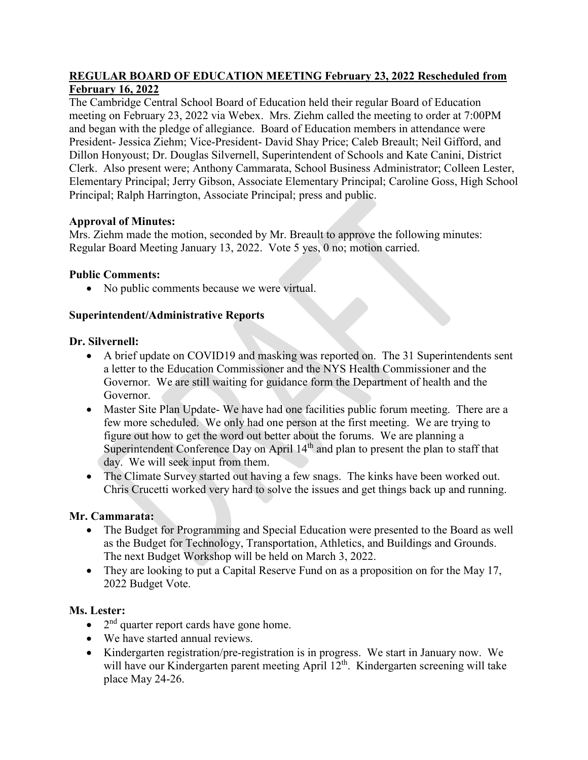**REGULAR BOARD OF EDUCATION MEETING February 23, 2022 Rescheduled from February 16, 2022**

The Cambridge Central School Board of Education held their regular Board of Education meeting on February 23, 2022 via Webex. Mrs. Ziehm called the meeting to order at 7:00PM and began with the pledge of allegiance. Board of Education members in attendance were President- Jessica Ziehm; Vice-President- David Shay Price; Caleb Breault; Neil Gifford, and Dillon Honyoust; Dr. Douglas Silvernell, Superintendent of Schools and Kate Canini, District Clerk. Also present were; Anthony Cammarata, School Business Administrator; Colleen Lester, Elementary Principal; Jerry Gibson, Associate Elementary Principal; Caroline Goss, High School Principal; Ralph Harrington, Associate Principal; press and public.

**Approval of Minutes:**

Mrs. Ziehm made the motion, seconded by Mr. Breault to approve the following minutes: Regular Board Meeting January 13, 2022. Vote 5 yes, 0 no; motion carried.

**Public Comments:**

- No public comments because we were virtual.

**Superintendent/Administrative Reports**

**Dr. Silvernell:**

- A brief update on COVID19 and masking was reported on. The 31 Superintendents sent a letter to the Education Commissioner and the NYS Health Commissioner and the Governor. We are still waiting for guidance form the Department of health and the Governor.
- Master Site Plan Update- We have had one facilities public forum meeting. There are a few more scheduled. We only had one person at the first meeting. We are trying to figure out how to get the word out better about the forums. We are planning a Superintendent Conference Day on April 14th and plan to present the plan to staff that day. We will seek input from them.
- The Climate Survey started out having a few snags. The kinks have been worked out. Chris Crucetti worked very hard to solve the issues and get things back up and running.

**Mr. Cammarata:**

- The Budget for Programming and Special Education were presented to the Board as well as the Budget for Technology, Transportation, Athletics, and Buildings and Grounds. The next Budget Workshop will be held on March 3, 2022.
- They are looking to put a Capital Reserve Fund on as a proposition on for the May 17, 2022 Budget Vote.

**Ms. Lester:**

- 2nd quarter report cards have gone home.
- We have started annual reviews.
- Kindergarten registration/pre-registration is in progress. We start in January now. We will have our Kindergarten parent meeting April 12th. Kindergarten screening will take place May 24-26.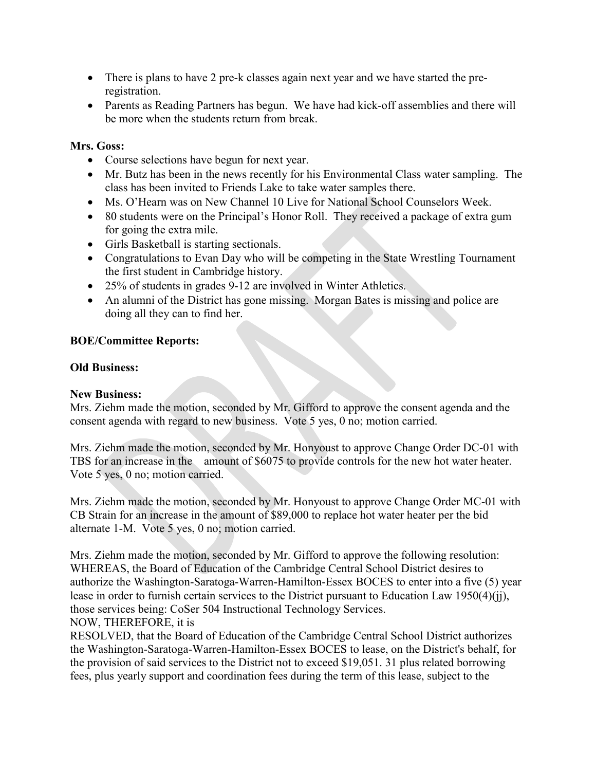- There is plans to have 2 pre-k classes again next year and we have started the pre-registration.
- Parents as Reading Partners has begun. We have had kick-off assemblies and there will be more when the students return from break.

**Mrs. Goss:**

- Course selections have begun for next year.
- Mr. Butz has been in the news recently for his Environmental Class water sampling. The class has been invited to Friends Lake to take water samples there.
- Ms. O'Hearn was on New Channel 10 Live for National School Counselors Week.
- 80 students were on the Principal's Honor Roll. They received a package of extra gum for going the extra mile.
- Girls Basketball is starting sectionals.
- Congratulations to Evan Day who will be competing in the State Wrestling Tournament the first student in Cambridge history.
- 25% of students in grades 9-12 are involved in Winter Athletics.
- An alumni of the District has gone missing. Morgan Bates is missing and police are doing all they can to find her.

**BOE/Committee Reports:**

**Old Business:**

**New Business:**

Mrs. Ziehm made the motion, seconded by Mr. Gifford to approve the consent agenda and the consent agenda with regard to new business. Vote 5 yes, 0 no; motion carried.

Mrs. Ziehm made the motion, seconded by Mr. Honyoust to approve Change Order DC-01 with TBS for an increase in the amount of $6075 to provide controls for the new hot water heater. Vote 5 yes, 0 no; motion carried.

Mrs. Ziehm made the motion, seconded by Mr. Honyoust to approve Change Order MC-01 with CB Strain for an increase in the amount of $89,000 to replace hot water heater per the bid alternate 1-M. Vote 5 yes, 0 no; motion carried.

Mrs. Ziehm made the motion, seconded by Mr. Gifford to approve the following resolution:
WHEREAS, the Board of Education of the Cambridge Central School District desires to authorize the Washington-Saratoga-Warren-Hamilton-Essex BOCES to enter into a five (5) year lease in order to furnish certain services to the District pursuant to Education Law 1950(4)(jj), those services being: CoSer 504 Instructional Technology Services.
NOW, THEREFORE, it is
RESOLVED, that the Board of Education of the Cambridge Central School District authorizes the Washington-Saratoga-Warren-Hamilton-Essex BOCES to lease, on the District's behalf, for the provision of said services to the District not to exceed $19,051. 31 plus related borrowing fees, plus yearly support and coordination fees during the term of this lease, subject to the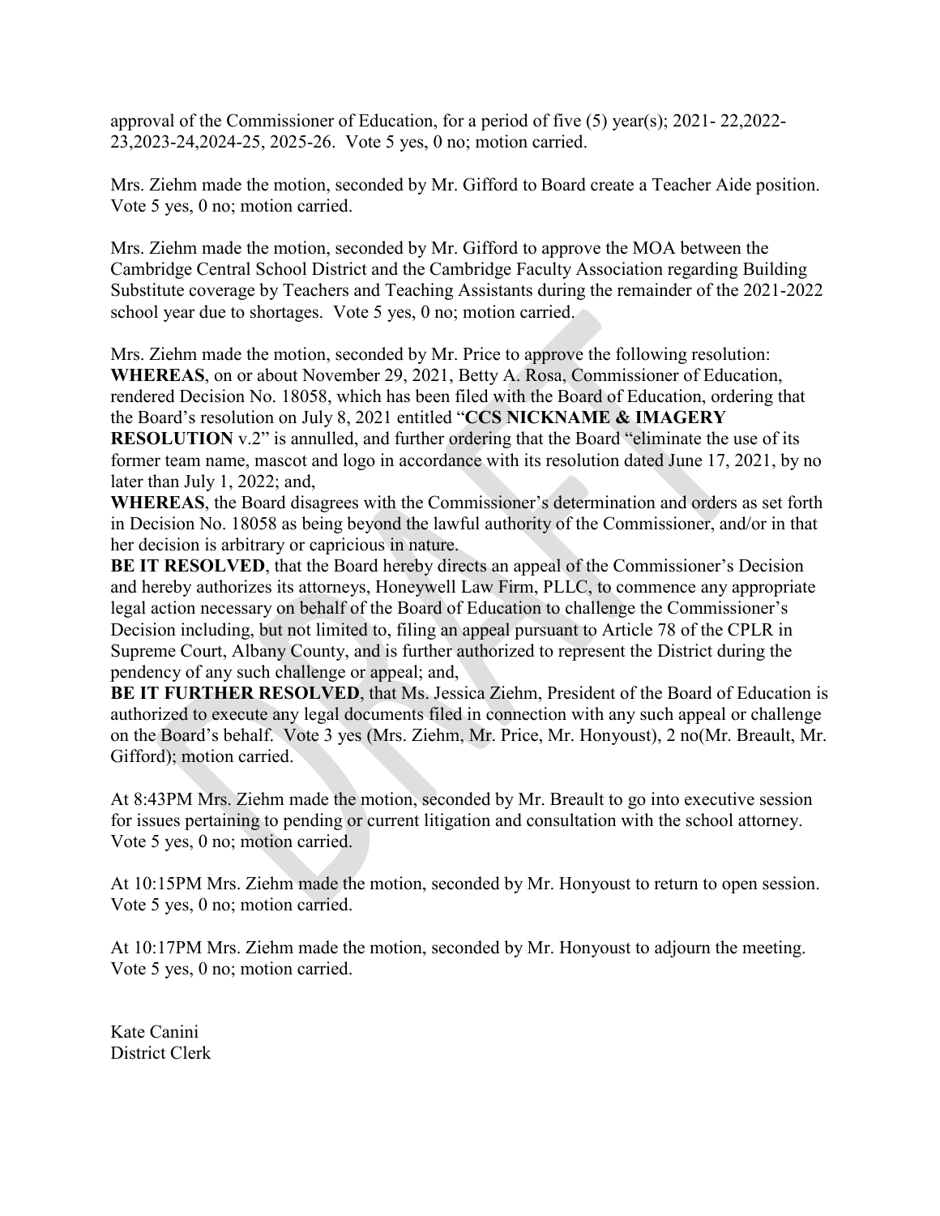approval of the Commissioner of Education, for a period of five (5) year(s); 2021- 22,2022-23,2023-24,2024-25, 2025-26. Vote 5 yes, 0 no; motion carried.

Mrs. Ziehm made the motion, seconded by Mr. Gifford to Board create a Teacher Aide position. Vote 5 yes, 0 no; motion carried.

Mrs. Ziehm made the motion, seconded by Mr. Gifford to approve the MOA between the Cambridge Central School District and the Cambridge Faculty Association regarding Building Substitute coverage by Teachers and Teaching Assistants during the remainder of the 2021-2022 school year due to shortages. Vote 5 yes, 0 no; motion carried.

Mrs. Ziehm made the motion, seconded by Mr. Price to approve the following resolution:
**WHEREAS**, on or about November 29, 2021, Betty A. Rosa, Commissioner of Education, rendered Decision No. 18058, which has been filed with the Board of Education, ordering that the Board's resolution on July 8, 2021 entitled "**CCS NICKNAME & IMAGERY RESOLUTION** v.2" is annulled, and further ordering that the Board "eliminate the use of its former team name, mascot and logo in accordance with its resolution dated June 17, 2021, by no later than July 1, 2022; and,
**WHEREAS**, the Board disagrees with the Commissioner's determination and orders as set forth in Decision No. 18058 as being beyond the lawful authority of the Commissioner, and/or in that her decision is arbitrary or capricious in nature.
**BE IT RESOLVED**, that the Board hereby directs an appeal of the Commissioner's Decision and hereby authorizes its attorneys, Honeywell Law Firm, PLLC, to commence any appropriate legal action necessary on behalf of the Board of Education to challenge the Commissioner's Decision including, but not limited to, filing an appeal pursuant to Article 78 of the CPLR in Supreme Court, Albany County, and is further authorized to represent the District during the pendency of any such challenge or appeal; and,
**BE IT FURTHER RESOLVED**, that Ms. Jessica Ziehm, President of the Board of Education is authorized to execute any legal documents filed in connection with any such appeal or challenge on the Board's behalf. Vote 3 yes (Mrs. Ziehm, Mr. Price, Mr. Honyoust), 2 no(Mr. Breault, Mr. Gifford); motion carried.

At 8:43PM Mrs. Ziehm made the motion, seconded by Mr. Breault to go into executive session for issues pertaining to pending or current litigation and consultation with the school attorney. Vote 5 yes, 0 no; motion carried.

At 10:15PM Mrs. Ziehm made the motion, seconded by Mr. Honyoust to return to open session. Vote 5 yes, 0 no; motion carried.

At 10:17PM Mrs. Ziehm made the motion, seconded by Mr. Honyoust to adjourn the meeting. Vote 5 yes, 0 no; motion carried.

Kate Canini
District Clerk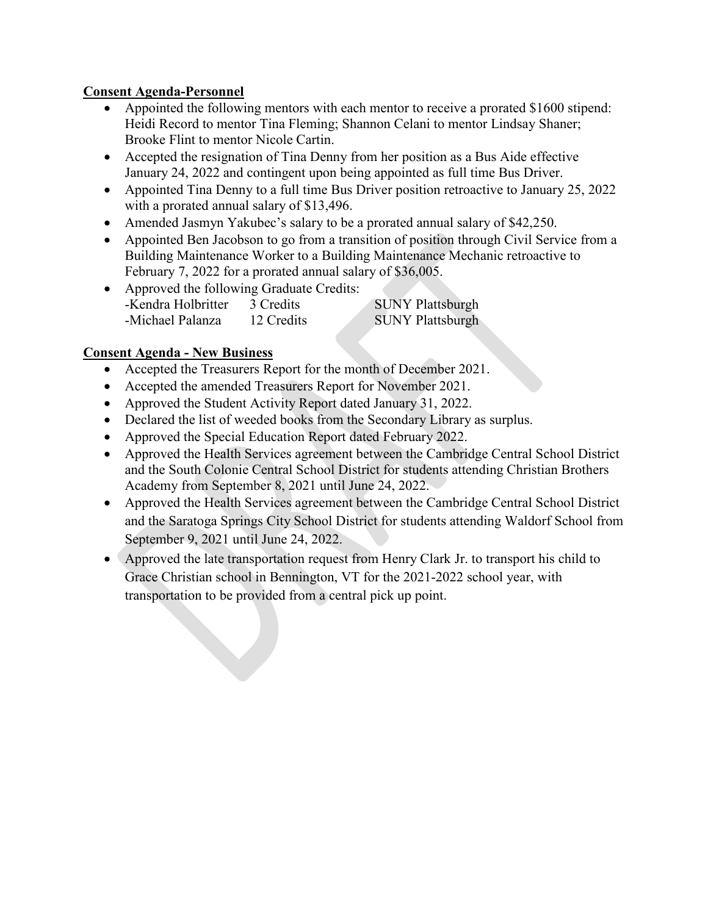**Consent Agenda-Personnel**

- Appointed the following mentors with each mentor to receive a prorated $1600 stipend: Heidi Record to mentor Tina Fleming; Shannon Celani to mentor Lindsay Shaner; Brooke Flint to mentor Nicole Cartin.
- Accepted the resignation of Tina Denny from her position as a Bus Aide effective January 24, 2022 and contingent upon being appointed as full time Bus Driver.
- Appointed Tina Denny to a full time Bus Driver position retroactive to January 25, 2022 with a prorated annual salary of $13,496.
- Amended Jasmyn Yakubec's salary to be a prorated annual salary of $42,250.
- Appointed Ben Jacobson to go from a transition of position through Civil Service from a Building Maintenance Worker to a Building Maintenance Mechanic retroactive to February 7, 2022 for a prorated annual salary of $36,005.
- Approved the following Graduate Credits:

| | | |
|---|---|---|
| -Kendra Holbritter | 3 Credits | SUNY Plattsburgh |
| -Michael Palanza | 12 Credits | SUNY Plattsburgh |

**Consent Agenda - New Business**

- Accepted the Treasurers Report for the month of December 2021.
- Accepted the amended Treasurers Report for November 2021.
- Approved the Student Activity Report dated January 31, 2022.
- Declared the list of weeded books from the Secondary Library as surplus.
- Approved the Special Education Report dated February 2022.
- Approved the Health Services agreement between the Cambridge Central School District and the South Colonie Central School District for students attending Christian Brothers Academy from September 8, 2021 until June 24, 2022.
- Approved the Health Services agreement between the Cambridge Central School District and the Saratoga Springs City School District for students attending Waldorf School from September 9, 2021 until June 24, 2022.
- Approved the late transportation request from Henry Clark Jr. to transport his child to Grace Christian school in Bennington, VT for the 2021-2022 school year, with transportation to be provided from a central pick up point.